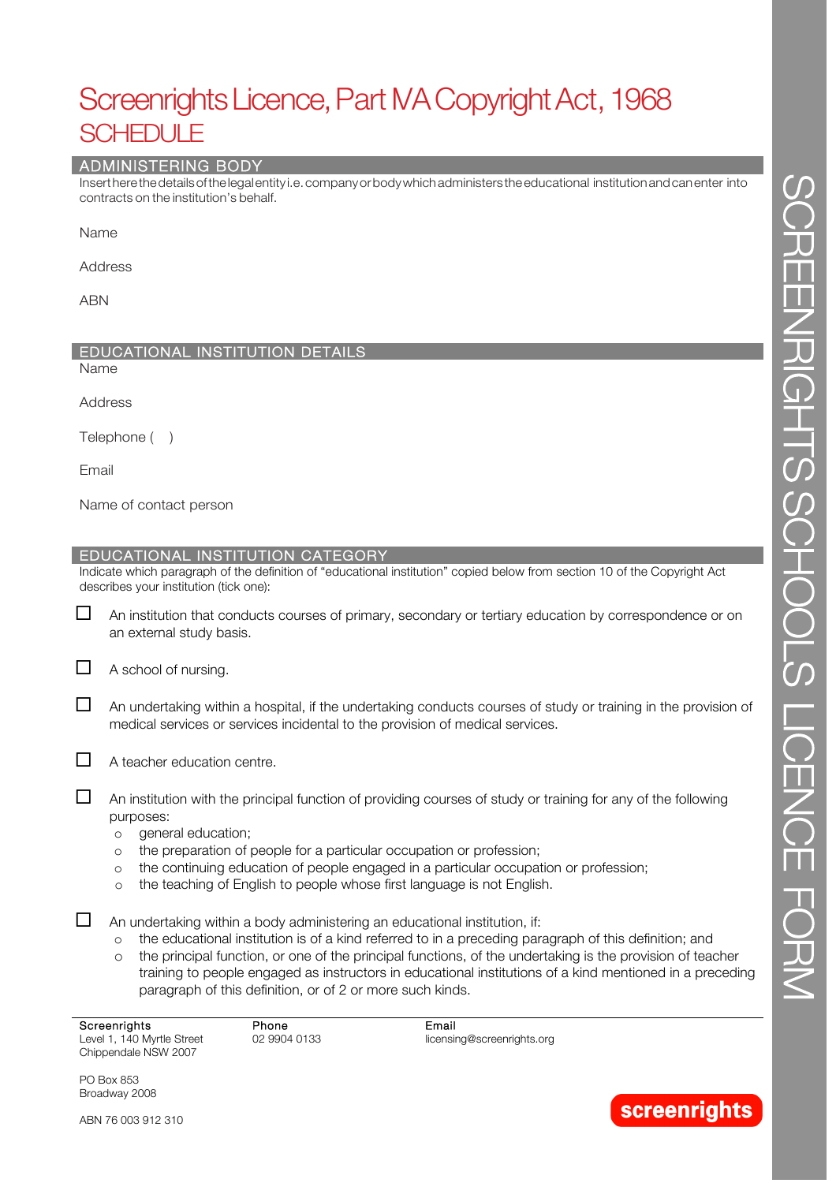# Screenrights Licence, Part IVA Copyright Act, 1968
## SCHEDULE

## ADMINISTERING BODY

Insert here the details of the legal entity i.e. company or body which administers the educational institution and can enter into contracts on the institution's behalf.

Name

Address

ABN

## EDUCATIONAL INSTITUTION DETAILS

Name

Address

Telephone (    )

Email

Name of contact person

## EDUCATIONAL INSTITUTION CATEGORY

Indicate which paragraph of the definition of "educational institution" copied below from section 10 of the Copyright Act describes your institution (tick one):

☐ An institution that conducts courses of primary, secondary or tertiary education by correspondence or on an external study basis.

☐ A school of nursing.

☐ An undertaking within a hospital, if the undertaking conducts courses of study or training in the provision of medical services or services incidental to the provision of medical services.

☐ A teacher education centre.

☐ An institution with the principal function of providing courses of study or training for any of the following purposes:
- general education;
- the preparation of people for a particular occupation or profession;
- the continuing education of people engaged in a particular occupation or profession;
- the teaching of English to people whose first language is not English.

☐ An undertaking within a body administering an educational institution, if:
- the educational institution is of a kind referred to in a preceding paragraph of this definition; and
- the principal function, or one of the principal functions, of the undertaking is the provision of teacher training to people engaged as instructors in educational institutions of a kind mentioned in a preceding paragraph of this definition, or of 2 or more such kinds.

Screenrights
Level 1, 140 Myrtle Street
Chippendale NSW 2007

PO Box 853
Broadway 2008

ABN 76 003 912 310

Phone
02 9904 0133

Email
licensing@screenrights.org

screenrights

SCREENRIGHTS SCHOOLS LICENCE FORM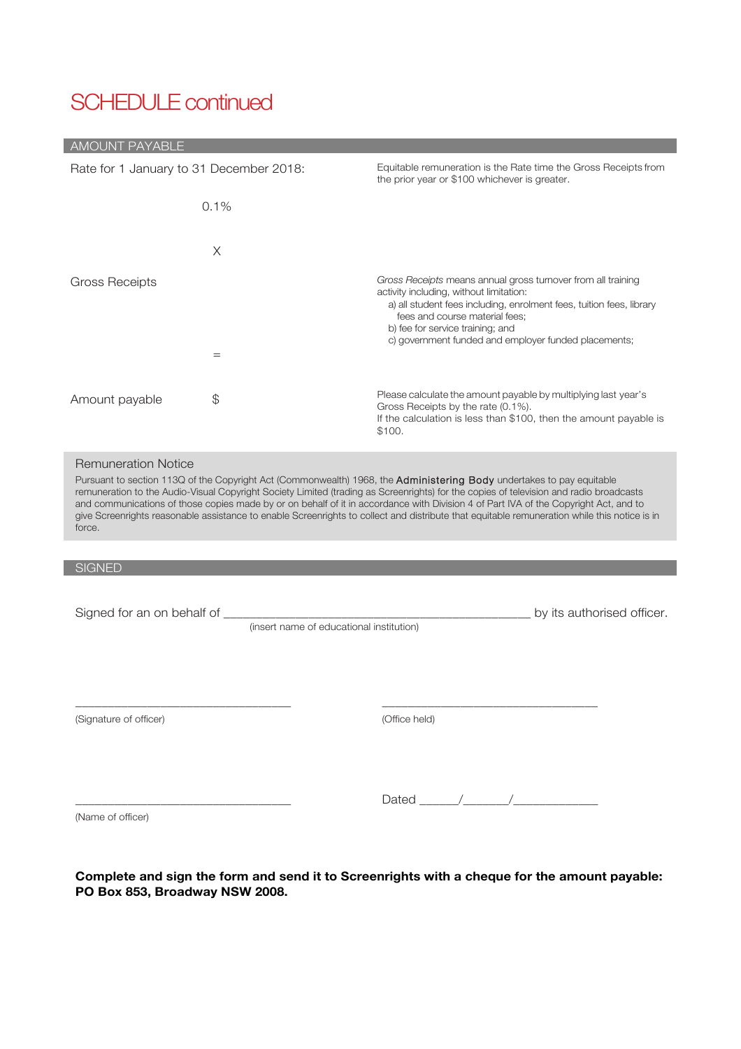# SCHEDULE continued

## AMOUNT PAYABLE

| | | |
|---|---|---|
| Rate for 1 January to 31 December 2018: | 0.1% | Equitable remuneration is the Rate time the Gross Receipts from the prior year or $100 whichever is greater. |
| | X | |
| Gross Receipts | | *Gross Receipts* means annual gross turnover from all training activity including, without limitation:<br>a) all student fees including, enrolment fees, tuition fees, library fees and course material fees;<br>b) fee for service training; and<br>c) government funded and employer funded placements; |
| | = | |
| Amount payable | $ | Please calculate the amount payable by multiplying last year's Gross Receipts by the rate (0.1%).<br>If the calculation is less than $100, then the amount payable is $100. |

### Remuneration Notice

Pursuant to section 113Q of the Copyright Act (Commonwealth) 1968, the Administering Body undertakes to pay equitable remuneration to the Audio-Visual Copyright Society Limited (trading as Screenrights) for the copies of television and radio broadcasts and communications of those copies made by or on behalf of it in accordance with Division 4 of Part IVA of the Copyright Act, and to give Screenrights reasonable assistance to enable Screenrights to collect and distribute that equitable remuneration while this notice is in force.

## SIGNED

Signed for an on behalf of ____________________________________________ by its authorised officer.
(insert name of educational institution)

________________________________ (Signature of officer)

________________________________ (Office held)

________________________________ (Name of officer)

Dated ______/_______/_____________

**Complete and sign the form and send it to Screenrights with a cheque for the amount payable: PO Box 853, Broadway NSW 2008.**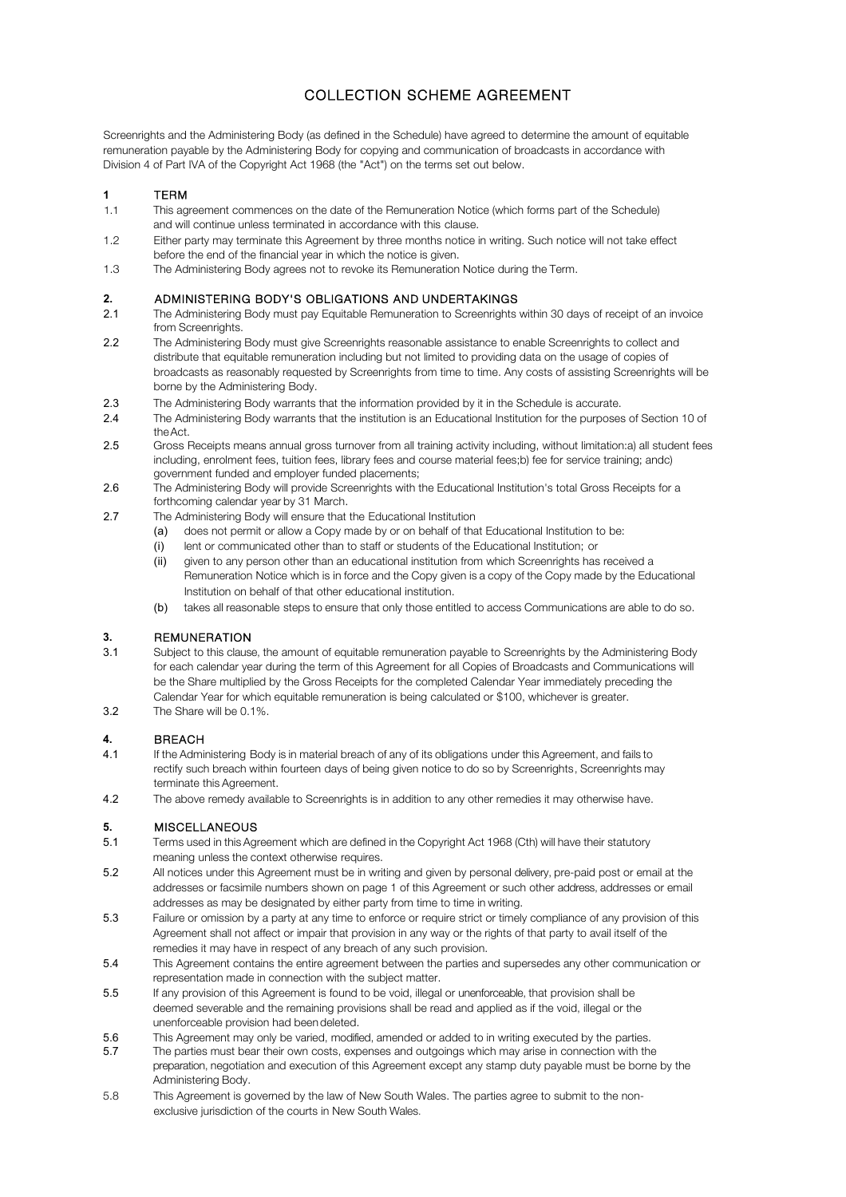# COLLECTION SCHEME AGREEMENT

Screenrights and the Administering Body (as defined in the Schedule) have agreed to determine the amount of equitable remuneration payable by the Administering Body for copying and communication of broadcasts in accordance with Division 4 of Part IVA of the Copyright Act 1968 (the "Act") on the terms set out below.

## 1 TERM

1.1 This agreement commences on the date of the Remuneration Notice (which forms part of the Schedule) and will continue unless terminated in accordance with this clause.

1.2 Either party may terminate this Agreement by three months notice in writing. Such notice will not take effect before the end of the financial year in which the notice is given.

1.3 The Administering Body agrees not to revoke its Remuneration Notice during the Term.

## 2. ADMINISTERING BODY'S OBLIGATIONS AND UNDERTAKINGS

2.1 The Administering Body must pay Equitable Remuneration to Screenrights within 30 days of receipt of an invoice from Screenrights.

2.2 The Administering Body must give Screenrights reasonable assistance to enable Screenrights to collect and distribute that equitable remuneration including but not limited to providing data on the usage of copies of broadcasts as reasonably requested by Screenrights from time to time. Any costs of assisting Screenrights will be borne by the Administering Body.

2.3 The Administering Body warrants that the information provided by it in the Schedule is accurate.

2.4 The Administering Body warrants that the institution is an Educational Institution for the purposes of Section 10 of the Act.

2.5 Gross Receipts means annual gross turnover from all training activity including, without limitation:a) all student fees including, enrolment fees, tuition fees, library fees and course material fees;b) fee for service training; andc) government funded and employer funded placements;

2.6 The Administering Body will provide Screenrights with the Educational Institution's total Gross Receipts for a forthcoming calendar year by 31 March.

2.7 The Administering Body will ensure that the Educational Institution

- (a) does not permit or allow a Copy made by or on behalf of that Educational Institution to be:
  - (i) lent or communicated other than to staff or students of the Educational Institution; or
  - (ii) given to any person other than an educational institution from which Screenrights has received a Remuneration Notice which is in force and the Copy given is a copy of the Copy made by the Educational Institution on behalf of that other educational institution.
- (b) takes all reasonable steps to ensure that only those entitled to access Communications are able to do so.

## 3. REMUNERATION

3.1 Subject to this clause, the amount of equitable remuneration payable to Screenrights by the Administering Body for each calendar year during the term of this Agreement for all Copies of Broadcasts and Communications will be the Share multiplied by the Gross Receipts for the completed Calendar Year immediately preceding the Calendar Year for which equitable remuneration is being calculated or $100, whichever is greater.

3.2 The Share will be 0.1%.

## 4. BREACH

4.1 If the Administering Body is in material breach of any of its obligations under this Agreement, and fails to rectify such breach within fourteen days of being given notice to do so by Screenrights, Screenrights may terminate this Agreement.

4.2 The above remedy available to Screenrights is in addition to any other remedies it may otherwise have.

## 5. MISCELLANEOUS

5.1 Terms used in this Agreement which are defined in the Copyright Act 1968 (Cth) will have their statutory meaning unless the context otherwise requires.

5.2 All notices under this Agreement must be in writing and given by personal delivery, pre-paid post or email at the addresses or facsimile numbers shown on page 1 of this Agreement or such other address, addresses or email addresses as may be designated by either party from time to time in writing.

5.3 Failure or omission by a party at any time to enforce or require strict or timely compliance of any provision of this Agreement shall not affect or impair that provision in any way or the rights of that party to avail itself of the remedies it may have in respect of any breach of any such provision.

5.4 This Agreement contains the entire agreement between the parties and supersedes any other communication or representation made in connection with the subject matter.

5.5 If any provision of this Agreement is found to be void, illegal or unenforceable, that provision shall be deemed severable and the remaining provisions shall be read and applied as if the void, illegal or the unenforceable provision had been deleted.

5.6 This Agreement may only be varied, modified, amended or added to in writing executed by the parties.

5.7 The parties must bear their own costs, expenses and outgoings which may arise in connection with the preparation, negotiation and execution of this Agreement except any stamp duty payable must be borne by the Administering Body.

5.8 This Agreement is governed by the law of New South Wales. The parties agree to submit to the non-exclusive jurisdiction of the courts in New South Wales.